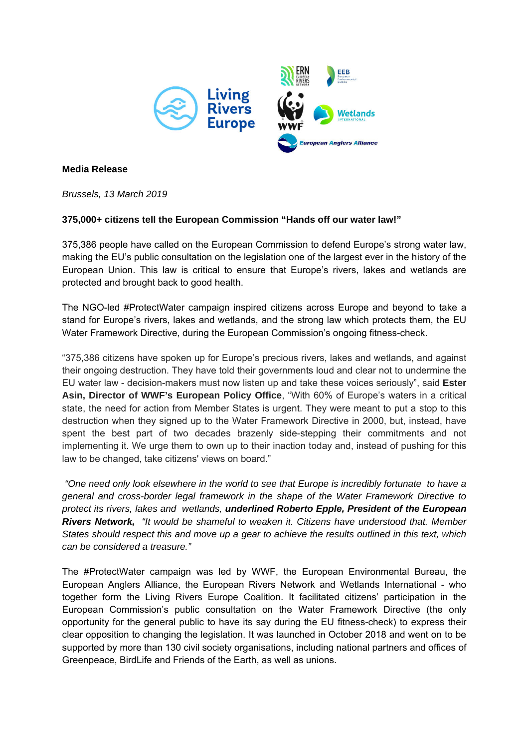**Media Release**

*Brussels, 13 March 2019*

**375,000+ citizens tell the European Commission "Hands off our water law!"**

375,386 people have called on the European Commission to defend Europe's strong water law, making the EU's public consultation on the legislation one of the largest ever in the history of the European Union. This law is critical to ensure that Europe's rivers, lakes and wetlands are protected and brought back to good health.

The NGO-led #ProtectWater campaign inspired citizens across Europe and beyond to take a stand for Europe's rivers, lakes and wetlands, and the strong law which protects them, the EU Water Framework Directive, during the European Commission's ongoing fitness-check.

"375,386 citizens have spoken up for Europe's precious rivers, lakes and wetlands, and against their ongoing destruction. They have told their governments loud and clear not to undermine the EU water law - decision-makers must now listen up and take these voices seriously", said **Ester Asin, Director of WWF's European Policy Office**, "With 60% of Europe's waters in a critical state, the need for action from Member States is urgent. They were meant to put a stop to this destruction when they signed up to the Water Framework Directive in 2000, but, instead, have spent the best part of two decades brazenly side-stepping their commitments and not implementing it. We urge them to own up to their inaction today and, instead of pushing for this law to be changed, take citizens' views on board."

*"One need only look elsewhere in the world to see that Europe is incredibly fortunate to have a general and cross-border legal framework in the shape of the Water Framework Directive to protect its rivers, lakes and wetlands,* ***underlined Roberto Epple, President of the European Rivers Network,*** *"It would be shameful to weaken it. Citizens have understood that. Member States should respect this and move up a gear to achieve the results outlined in this text, which can be considered a treasure."*

The #ProtectWater campaign was led by WWF, the European Environmental Bureau, the European Anglers Alliance, the European Rivers Network and Wetlands International - who together form the Living Rivers Europe Coalition. It facilitated citizens' participation in the European Commission's public consultation on the Water Framework Directive (the only opportunity for the general public to have its say during the EU fitness-check) to express their clear opposition to changing the legislation. It was launched in October 2018 and went on to be supported by more than 130 civil society organisations, including national partners and offices of Greenpeace, BirdLife and Friends of the Earth, as well as unions.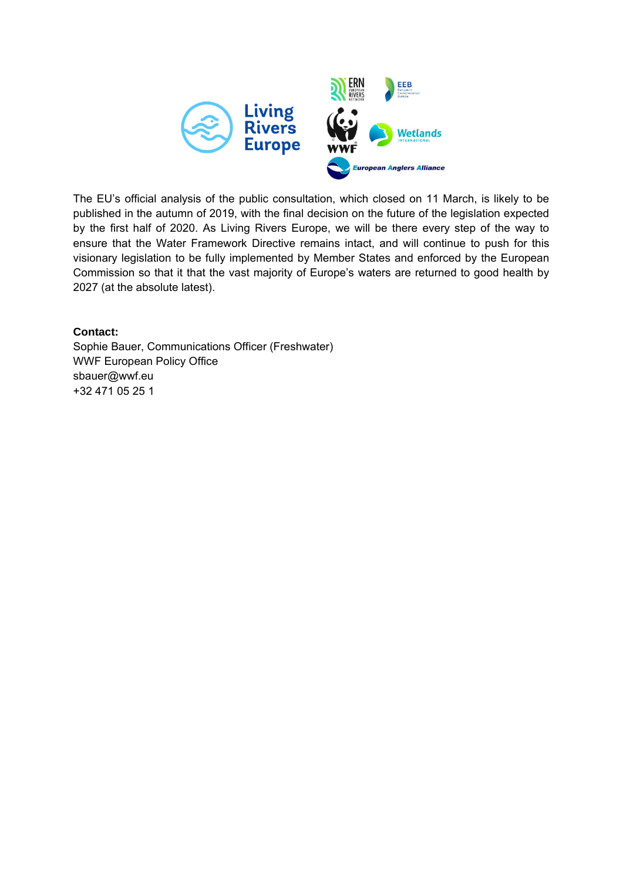The EU's official analysis of the public consultation, which closed on 11 March, is likely to be published in the autumn of 2019, with the final decision on the future of the legislation expected by the first half of 2020. As Living Rivers Europe, we will be there every step of the way to ensure that the Water Framework Directive remains intact, and will continue to push for this visionary legislation to be fully implemented by Member States and enforced by the European Commission so that it that the vast majority of Europe's waters are returned to good health by 2027 (at the absolute latest).

**Contact:**
Sophie Bauer, Communications Officer (Freshwater)
WWF European Policy Office
sbauer@wwf.eu
+32 471 05 25 1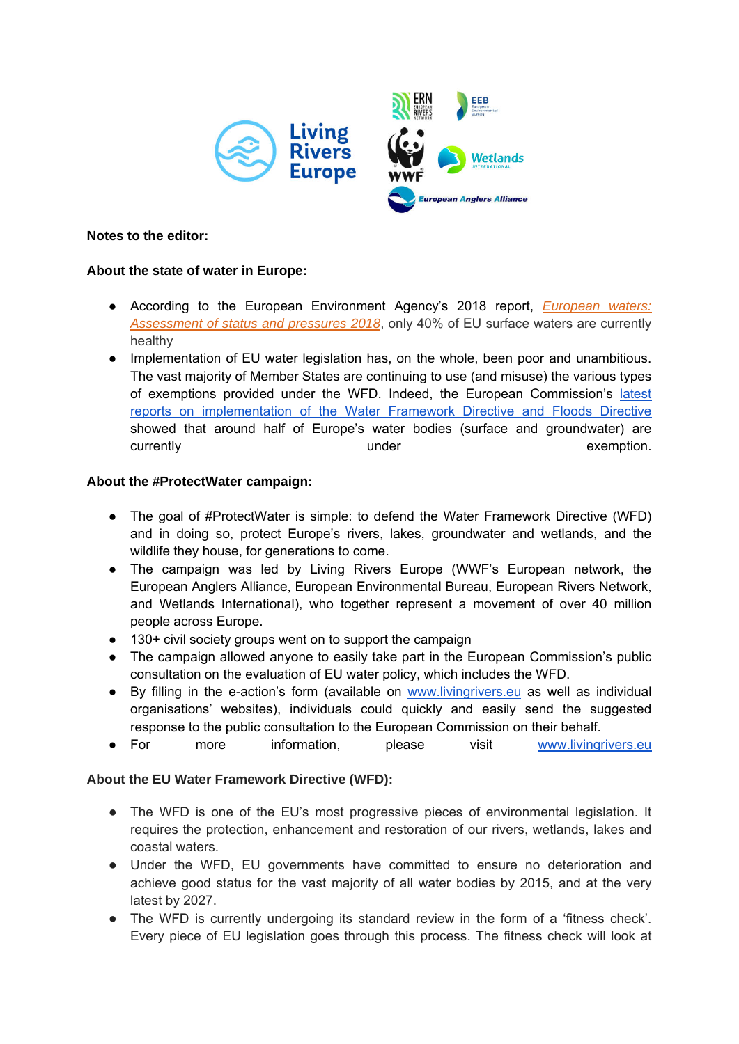**Notes to the editor:**

**About the state of water in Europe:**

- According to the European Environment Agency's 2018 report, *European waters: Assessment of status and pressures 2018*, only 40% of EU surface waters are currently healthy
- Implementation of EU water legislation has, on the whole, been poor and unambitious. The vast majority of Member States are continuing to use (and misuse) the various types of exemptions provided under the WFD. Indeed, the European Commission's latest reports on implementation of the Water Framework Directive and Floods Directive showed that around half of Europe's water bodies (surface and groundwater) are currently under exemption.

**About the #ProtectWater campaign:**

- The goal of #ProtectWater is simple: to defend the Water Framework Directive (WFD) and in doing so, protect Europe's rivers, lakes, groundwater and wetlands, and the wildlife they house, for generations to come.
- The campaign was led by Living Rivers Europe (WWF's European network, the European Anglers Alliance, European Environmental Bureau, European Rivers Network, and Wetlands International), who together represent a movement of over 40 million people across Europe.
- 130+ civil society groups went on to support the campaign
- The campaign allowed anyone to easily take part in the European Commission's public consultation on the evaluation of EU water policy, which includes the WFD.
- By filling in the e-action's form (available on www.livingrivers.eu as well as individual organisations' websites), individuals could quickly and easily send the suggested response to the public consultation to the European Commission on their behalf.
- For more information, please visit www.livingrivers.eu

**About the EU Water Framework Directive (WFD):**

- The WFD is one of the EU's most progressive pieces of environmental legislation. It requires the protection, enhancement and restoration of our rivers, wetlands, lakes and coastal waters.
- Under the WFD, EU governments have committed to ensure no deterioration and achieve good status for the vast majority of all water bodies by 2015, and at the very latest by 2027.
- The WFD is currently undergoing its standard review in the form of a 'fitness check'. Every piece of EU legislation goes through this process. The fitness check will look at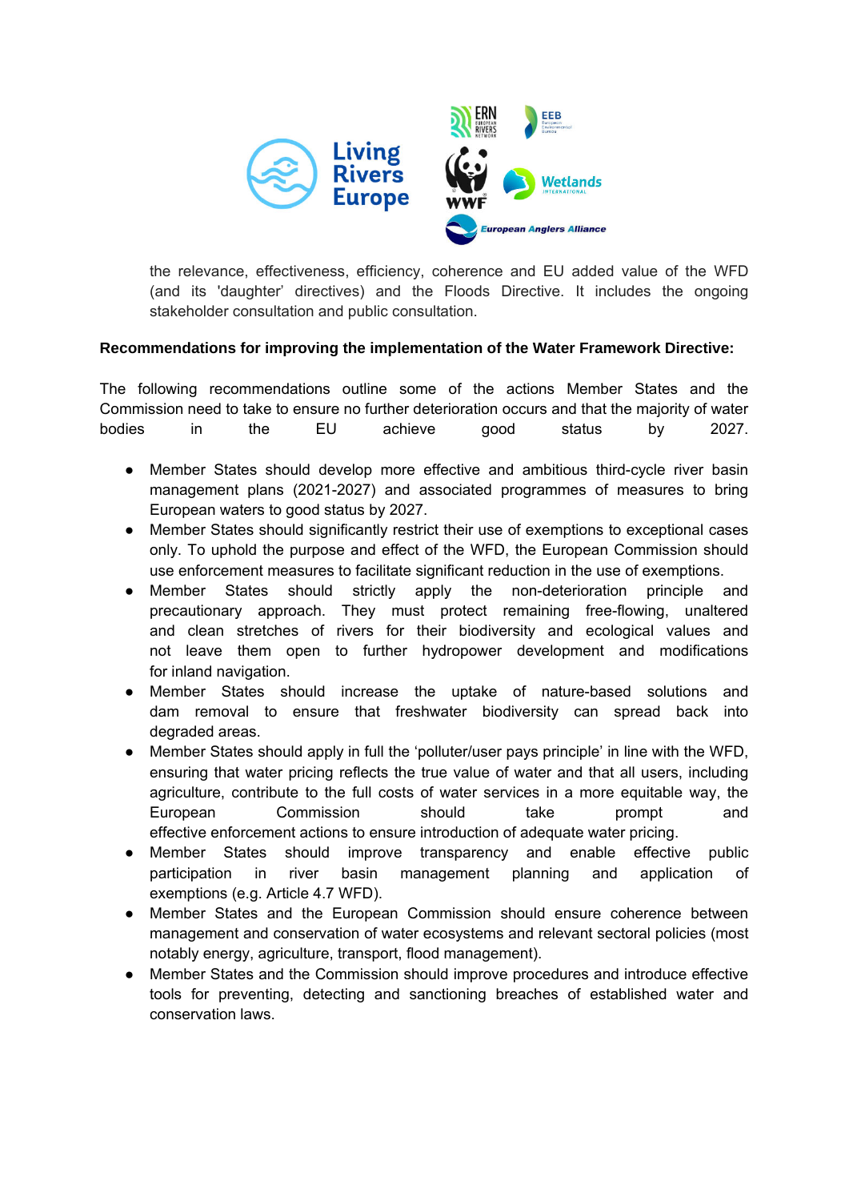the relevance, effectiveness, efficiency, coherence and EU added value of the WFD (and its 'daughter' directives) and the Floods Directive. It includes the ongoing stakeholder consultation and public consultation.

**Recommendations for improving the implementation of the Water Framework Directive:**

The following recommendations outline some of the actions Member States and the Commission need to take to ensure no further deterioration occurs and that the majority of water bodies in the EU achieve good status by 2027.

- Member States should develop more effective and ambitious third-cycle river basin management plans (2021-2027) and associated programmes of measures to bring European waters to good status by 2027.
- Member States should significantly restrict their use of exemptions to exceptional cases only. To uphold the purpose and effect of the WFD, the European Commission should use enforcement measures to facilitate significant reduction in the use of exemptions.
- Member States should strictly apply the non-deterioration principle and precautionary approach. They must protect remaining free-flowing, unaltered and clean stretches of rivers for their biodiversity and ecological values and not leave them open to further hydropower development and modifications for inland navigation.
- Member States should increase the uptake of nature-based solutions and dam removal to ensure that freshwater biodiversity can spread back into degraded areas.
- Member States should apply in full the 'polluter/user pays principle' in line with the WFD, ensuring that water pricing reflects the true value of water and that all users, including agriculture, contribute to the full costs of water services in a more equitable way, the European Commission should take prompt and effective enforcement actions to ensure introduction of adequate water pricing.
- Member States should improve transparency and enable effective public participation in river basin management planning and application of exemptions (e.g. Article 4.7 WFD).
- Member States and the European Commission should ensure coherence between management and conservation of water ecosystems and relevant sectoral policies (most notably energy, agriculture, transport, flood management).
- Member States and the Commission should improve procedures and introduce effective tools for preventing, detecting and sanctioning breaches of established water and conservation laws.